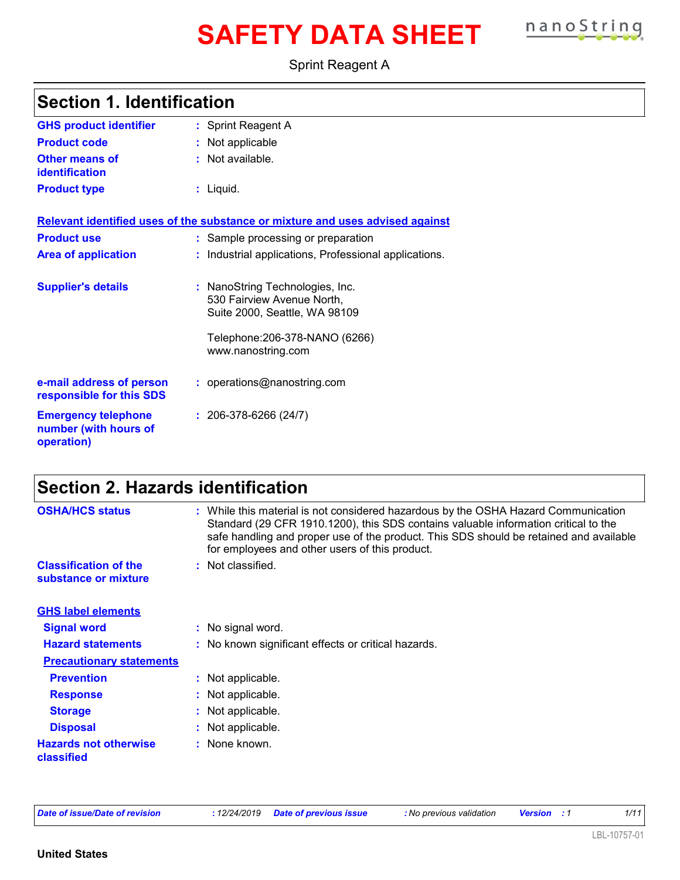# SAFETY DATA SHEET

Sprint Reagent A

## Section 1. Identification

**GHS product identifier** : Sprint Reagent A

**Product code** : Not applicable

**Other means of identification** : Not available.

**Product type** : Liquid.

**Relevant identified uses of the substance or mixture and uses advised against**

**Product use** : Sample processing or preparation

**Area of application** : Industrial applications, Professional applications.

**Supplier's details** : NanoString Technologies, Inc.
530 Fairview Avenue North,
Suite 2000, Seattle, WA 98109

Telephone:206-378-NANO (6266)
www.nanostring.com

**e-mail address of person responsible for this SDS** : operations@nanostring.com

**Emergency telephone number (with hours of operation)** : 206-378-6266 (24/7)

## Section 2. Hazards identification

**OSHA/HCS status** : While this material is not considered hazardous by the OSHA Hazard Communication Standard (29 CFR 1910.1200), this SDS contains valuable information critical to the safe handling and proper use of the product. This SDS should be retained and available for employees and other users of this product.

**Classification of the substance or mixture** : Not classified.

**GHS label elements**

**Signal word** : No signal word.

**Hazard statements** : No known significant effects or critical hazards.

**Precautionary statements**

**Prevention** : Not applicable.

**Response** : Not applicable.

**Storage** : Not applicable.

**Disposal** : Not applicable.

**Hazards not otherwise classified** : None known.

*Date of issue/Date of revision* : 12/24/2019 *Date of previous issue* : No previous validation *Version* : 1

LBL-10757-01

**United States**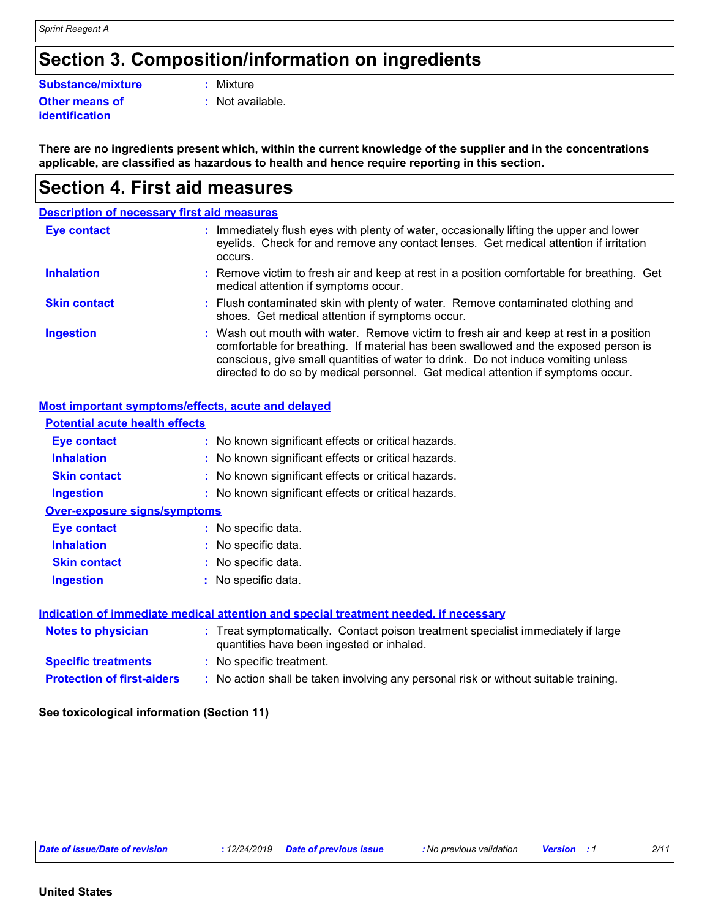## Section 3. Composition/information on ingredients

**Substance/mixture** : Mixture

**Other means of identification** : Not available.

**There are no ingredients present which, within the current knowledge of the supplier and in the concentrations applicable, are classified as hazardous to health and hence require reporting in this section.**

## Section 4. First aid measures

### Description of necessary first aid measures

**Eye contact** : Immediately flush eyes with plenty of water, occasionally lifting the upper and lower eyelids. Check for and remove any contact lenses. Get medical attention if irritation occurs.

**Inhalation** : Remove victim to fresh air and keep at rest in a position comfortable for breathing. Get medical attention if symptoms occur.

**Skin contact** : Flush contaminated skin with plenty of water. Remove contaminated clothing and shoes. Get medical attention if symptoms occur.

**Ingestion** : Wash out mouth with water. Remove victim to fresh air and keep at rest in a position comfortable for breathing. If material has been swallowed and the exposed person is conscious, give small quantities of water to drink. Do not induce vomiting unless directed to do so by medical personnel. Get medical attention if symptoms occur.

### Most important symptoms/effects, acute and delayed

#### Potential acute health effects

**Eye contact** : No known significant effects or critical hazards.

**Inhalation** : No known significant effects or critical hazards.

**Skin contact** : No known significant effects or critical hazards.

**Ingestion** : No known significant effects or critical hazards.

#### Over-exposure signs/symptoms

**Eye contact** : No specific data.

**Inhalation** : No specific data.

**Skin contact** : No specific data.

**Ingestion** : No specific data.

### Indication of immediate medical attention and special treatment needed, if necessary

**Notes to physician** : Treat symptomatically. Contact poison treatment specialist immediately if large quantities have been ingested or inhaled.

**Specific treatments** : No specific treatment.

**Protection of first-aiders** : No action shall be taken involving any personal risk or without suitable training.

**See toxicological information (Section 11)**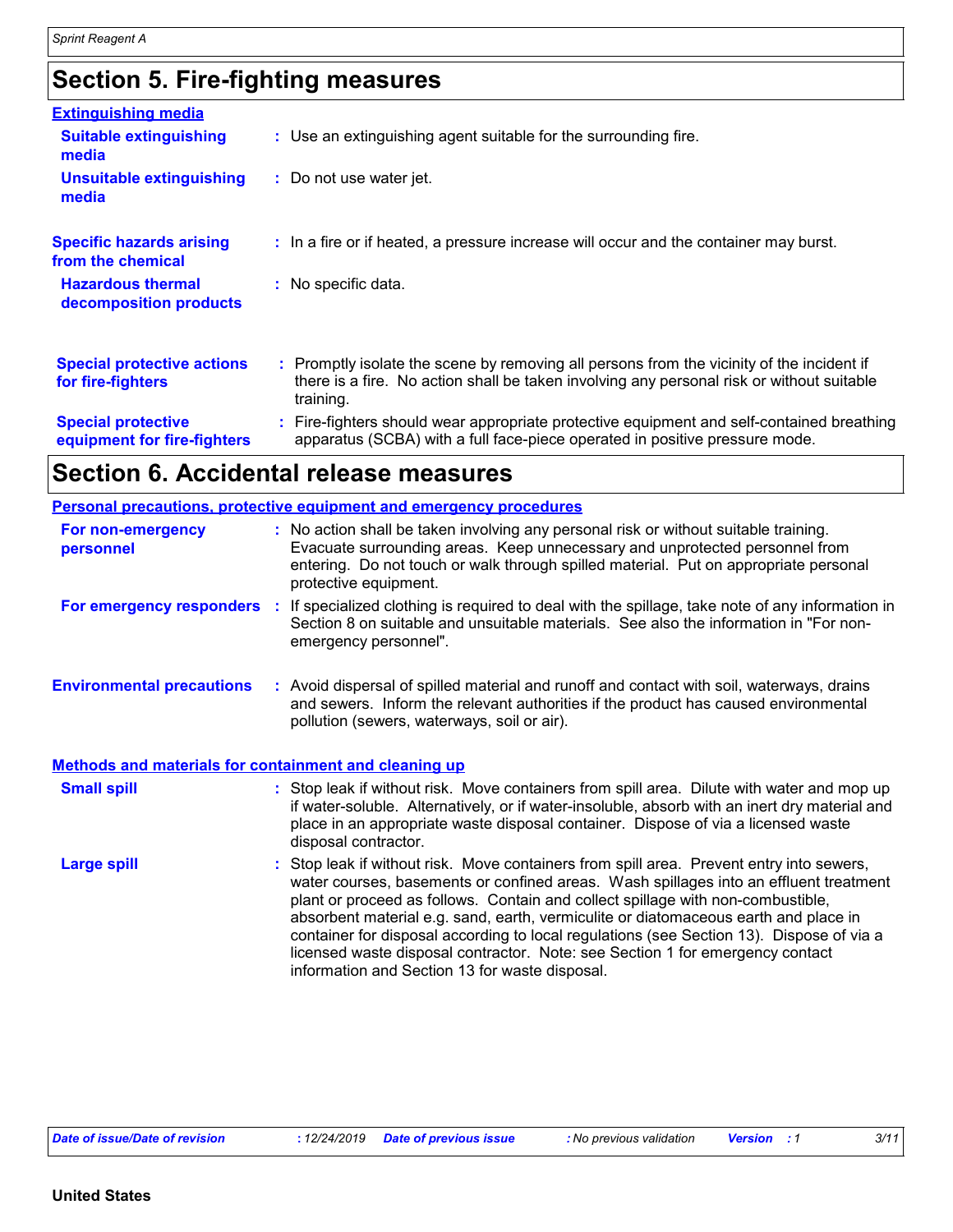## Section 5. Fire-fighting measures

**Extinguishing media**

**Suitable extinguishing media** : Use an extinguishing agent suitable for the surrounding fire.

**Unsuitable extinguishing media** : Do not use water jet.

**Specific hazards arising from the chemical** : In a fire or if heated, a pressure increase will occur and the container may burst.

**Hazardous thermal decomposition products** : No specific data.

**Special protective actions for fire-fighters** : Promptly isolate the scene by removing all persons from the vicinity of the incident if there is a fire. No action shall be taken involving any personal risk or without suitable training.

**Special protective equipment for fire-fighters** : Fire-fighters should wear appropriate protective equipment and self-contained breathing apparatus (SCBA) with a full face-piece operated in positive pressure mode.

## Section 6. Accidental release measures

**Personal precautions, protective equipment and emergency procedures**

**For non-emergency personnel** : No action shall be taken involving any personal risk or without suitable training. Evacuate surrounding areas. Keep unnecessary and unprotected personnel from entering. Do not touch or walk through spilled material. Put on appropriate personal protective equipment.

**For emergency responders** : If specialized clothing is required to deal with the spillage, take note of any information in Section 8 on suitable and unsuitable materials. See also the information in "For non-emergency personnel".

**Environmental precautions** : Avoid dispersal of spilled material and runoff and contact with soil, waterways, drains and sewers. Inform the relevant authorities if the product has caused environmental pollution (sewers, waterways, soil or air).

**Methods and materials for containment and cleaning up**

**Small spill** : Stop leak if without risk. Move containers from spill area. Dilute with water and mop up if water-soluble. Alternatively, or if water-insoluble, absorb with an inert dry material and place in an appropriate waste disposal container. Dispose of via a licensed waste disposal contractor.

**Large spill** : Stop leak if without risk. Move containers from spill area. Prevent entry into sewers, water courses, basements or confined areas. Wash spillages into an effluent treatment plant or proceed as follows. Contain and collect spillage with non-combustible, absorbent material e.g. sand, earth, vermiculite or diatomaceous earth and place in container for disposal according to local regulations (see Section 13). Dispose of via a licensed waste disposal contractor. Note: see Section 1 for emergency contact information and Section 13 for waste disposal.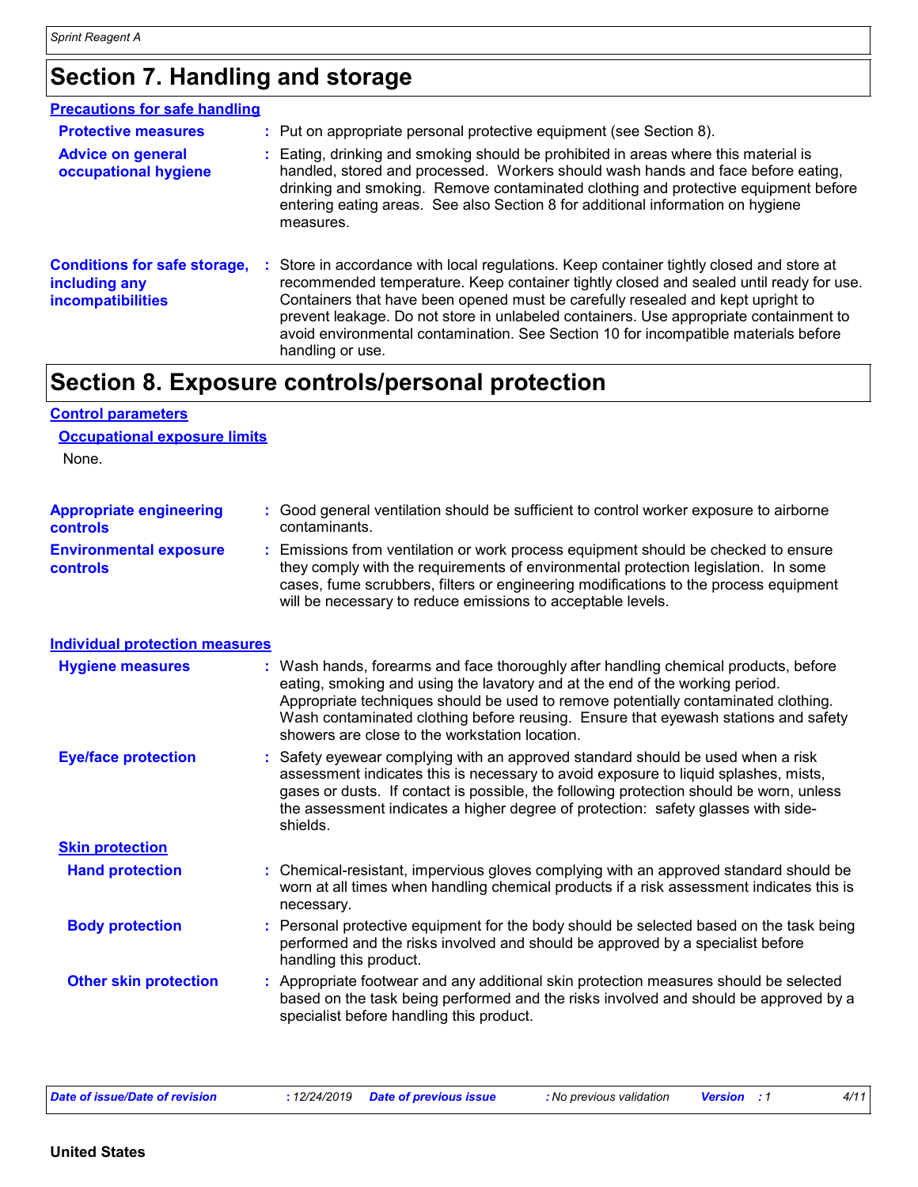# Section 7. Handling and storage

**Precautions for safe handling**

**Protective measures** : Put on appropriate personal protective equipment (see Section 8).

**Advice on general occupational hygiene** : Eating, drinking and smoking should be prohibited in areas where this material is handled, stored and processed. Workers should wash hands and face before eating, drinking and smoking. Remove contaminated clothing and protective equipment before entering eating areas. See also Section 8 for additional information on hygiene measures.

**Conditions for safe storage, including any incompatibilities** : Store in accordance with local regulations. Keep container tightly closed and store at recommended temperature. Keep container tightly closed and sealed until ready for use. Containers that have been opened must be carefully resealed and kept upright to prevent leakage. Do not store in unlabeled containers. Use appropriate containment to avoid environmental contamination. See Section 10 for incompatible materials before handling or use.

# Section 8. Exposure controls/personal protection

**Control parameters**

**Occupational exposure limits**

None.

**Appropriate engineering controls** : Good general ventilation should be sufficient to control worker exposure to airborne contaminants.

**Environmental exposure controls** : Emissions from ventilation or work process equipment should be checked to ensure they comply with the requirements of environmental protection legislation. In some cases, fume scrubbers, filters or engineering modifications to the process equipment will be necessary to reduce emissions to acceptable levels.

**Individual protection measures**

**Hygiene measures** : Wash hands, forearms and face thoroughly after handling chemical products, before eating, smoking and using the lavatory and at the end of the working period. Appropriate techniques should be used to remove potentially contaminated clothing. Wash contaminated clothing before reusing. Ensure that eyewash stations and safety showers are close to the workstation location.

**Eye/face protection** : Safety eyewear complying with an approved standard should be used when a risk assessment indicates this is necessary to avoid exposure to liquid splashes, mists, gases or dusts. If contact is possible, the following protection should be worn, unless the assessment indicates a higher degree of protection: safety glasses with side-shields.

**Skin protection**

**Hand protection** : Chemical-resistant, impervious gloves complying with an approved standard should be worn at all times when handling chemical products if a risk assessment indicates this is necessary.

**Body protection** : Personal protective equipment for the body should be selected based on the task being performed and the risks involved and should be approved by a specialist before handling this product.

**Other skin protection** : Appropriate footwear and any additional skin protection measures should be selected based on the task being performed and the risks involved and should be approved by a specialist before handling this product.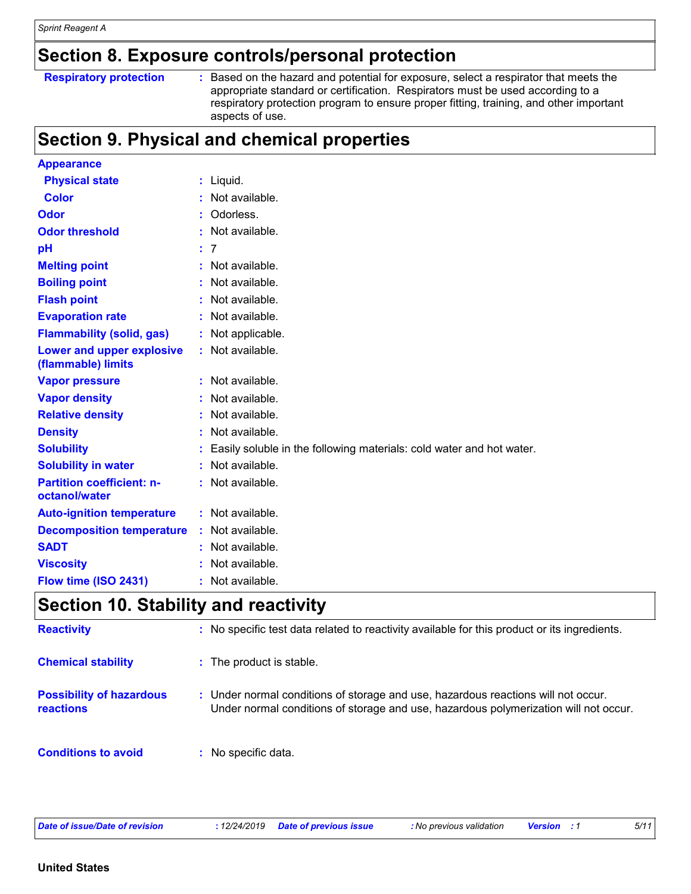## Section 8. Exposure controls/personal protection

| | | |
|---|---|---|
| **Respiratory protection** | : | Based on the hazard and potential for exposure, select a respirator that meets the appropriate standard or certification. Respirators must be used according to a respiratory protection program to ensure proper fitting, training, and other important aspects of use. |

## Section 9. Physical and chemical properties

| | | |
|---|---|---|
| **Appearance** | | |
| **Physical state** | : | Liquid. |
| **Color** | : | Not available. |
| **Odor** | : | Odorless. |
| **Odor threshold** | : | Not available. |
| **pH** | : | 7 |
| **Melting point** | : | Not available. |
| **Boiling point** | : | Not available. |
| **Flash point** | : | Not available. |
| **Evaporation rate** | : | Not available. |
| **Flammability (solid, gas)** | : | Not applicable. |
| **Lower and upper explosive (flammable) limits** | : | Not available. |
| **Vapor pressure** | : | Not available. |
| **Vapor density** | : | Not available. |
| **Relative density** | : | Not available. |
| **Density** | : | Not available. |
| **Solubility** | : | Easily soluble in the following materials: cold water and hot water. |
| **Solubility in water** | : | Not available. |
| **Partition coefficient: n-octanol/water** | : | Not available. |
| **Auto-ignition temperature** | : | Not available. |
| **Decomposition temperature** | : | Not available. |
| **SADT** | : | Not available. |
| **Viscosity** | : | Not available. |
| **Flow time (ISO 2431)** | : | Not available. |

## Section 10. Stability and reactivity

| | | |
|---|---|---|
| **Reactivity** | : | No specific test data related to reactivity available for this product or its ingredients. |
| **Chemical stability** | : | The product is stable. |
| **Possibility of hazardous reactions** | : | Under normal conditions of storage and use, hazardous reactions will not occur. Under normal conditions of storage and use, hazardous polymerization will not occur. |
| **Conditions to avoid** | : | No specific data. |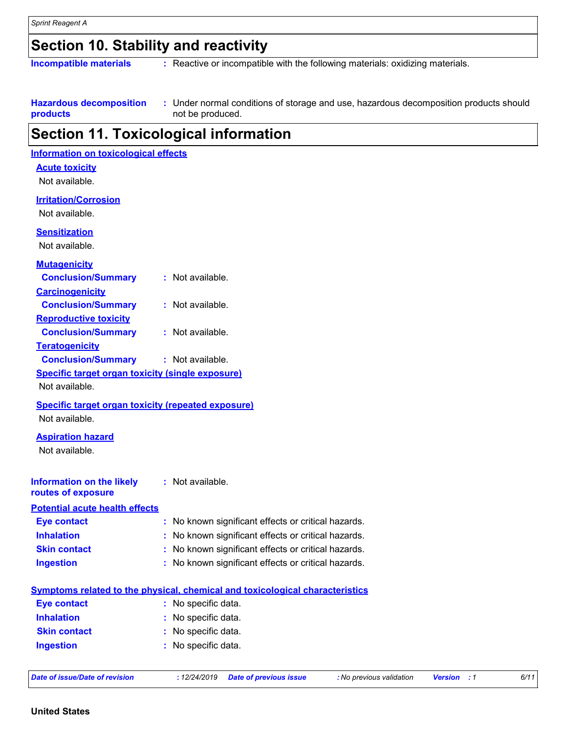## Section 10. Stability and reactivity

**Incompatible materials** : Reactive or incompatible with the following materials: oxidizing materials.

**Hazardous decomposition products** : Under normal conditions of storage and use, hazardous decomposition products should not be produced.

## Section 11. Toxicological information

### Information on toxicological effects

**Acute toxicity**

Not available.

**Irritation/Corrosion**

Not available.

**Sensitization**

Not available.

**Mutagenicity**

**Conclusion/Summary** : Not available.

**Carcinogenicity**

**Conclusion/Summary** : Not available.

**Reproductive toxicity**

**Conclusion/Summary** : Not available.

**Teratogenicity**

**Conclusion/Summary** : Not available.

**Specific target organ toxicity (single exposure)**

Not available.

**Specific target organ toxicity (repeated exposure)**

Not available.

**Aspiration hazard**

Not available.

**Information on the likely routes of exposure** : Not available.

### Potential acute health effects

**Eye contact** : No known significant effects or critical hazards.

**Inhalation** : No known significant effects or critical hazards.

**Skin contact** : No known significant effects or critical hazards.

**Ingestion** : No known significant effects or critical hazards.

### Symptoms related to the physical, chemical and toxicological characteristics

**Eye contact** : No specific data.

**Inhalation** : No specific data.

**Skin contact** : No specific data.

**Ingestion** : No specific data.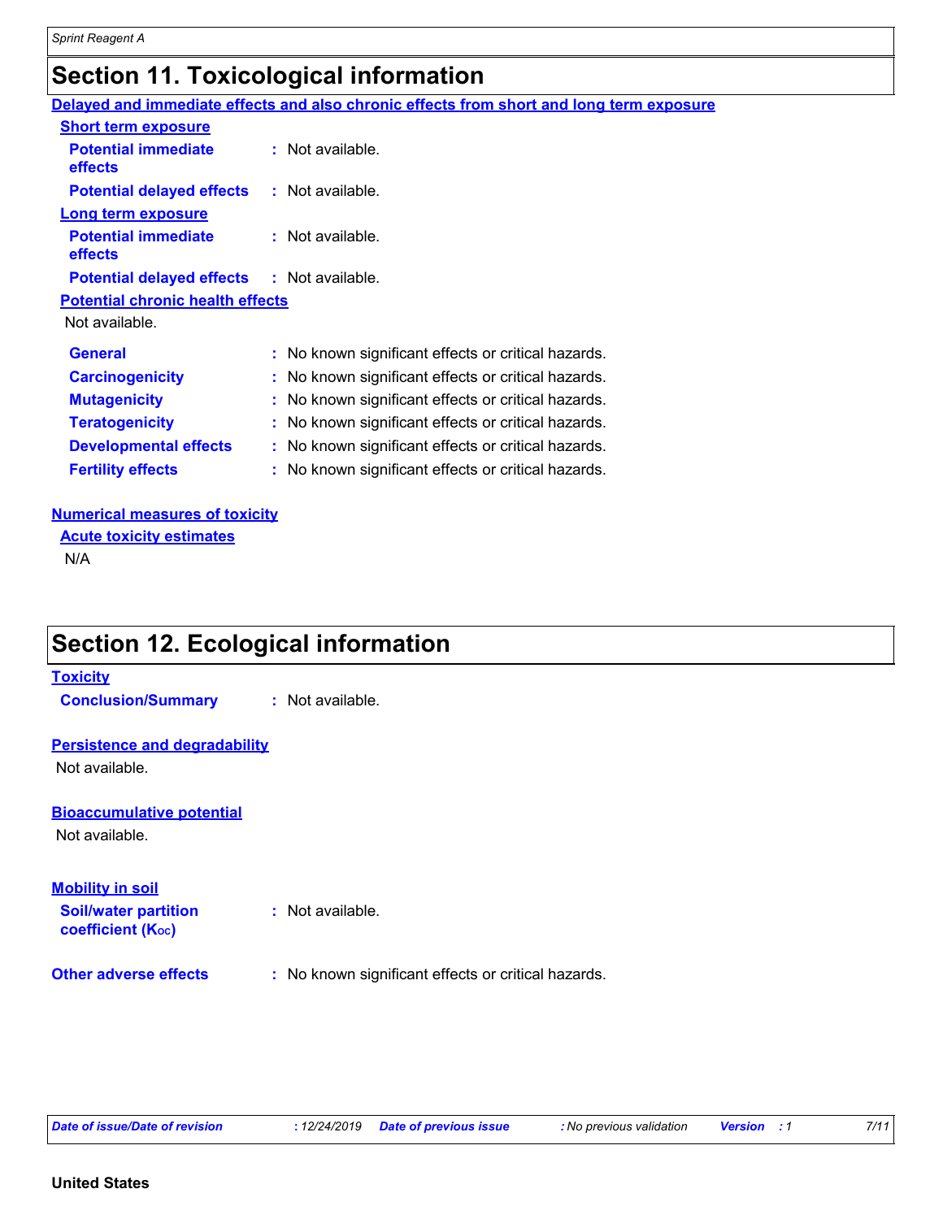## Section 11. Toxicological information

**Delayed and immediate effects and also chronic effects from short and long term exposure**

**Short term exposure**

**Potential immediate effects** : Not available.

**Potential delayed effects** : Not available.

**Long term exposure**

**Potential immediate effects** : Not available.

**Potential delayed effects** : Not available.

**Potential chronic health effects**

Not available.

**General** : No known significant effects or critical hazards.

**Carcinogenicity** : No known significant effects or critical hazards.

**Mutagenicity** : No known significant effects or critical hazards.

**Teratogenicity** : No known significant effects or critical hazards.

**Developmental effects** : No known significant effects or critical hazards.

**Fertility effects** : No known significant effects or critical hazards.

**Numerical measures of toxicity**

**Acute toxicity estimates**

N/A

## Section 12. Ecological information

**Toxicity**

**Conclusion/Summary** : Not available.

**Persistence and degradability**

Not available.

**Bioaccumulative potential**

Not available.

**Mobility in soil**

**Soil/water partition coefficient ($K_{OC}$)** : Not available.

**Other adverse effects** : No known significant effects or critical hazards.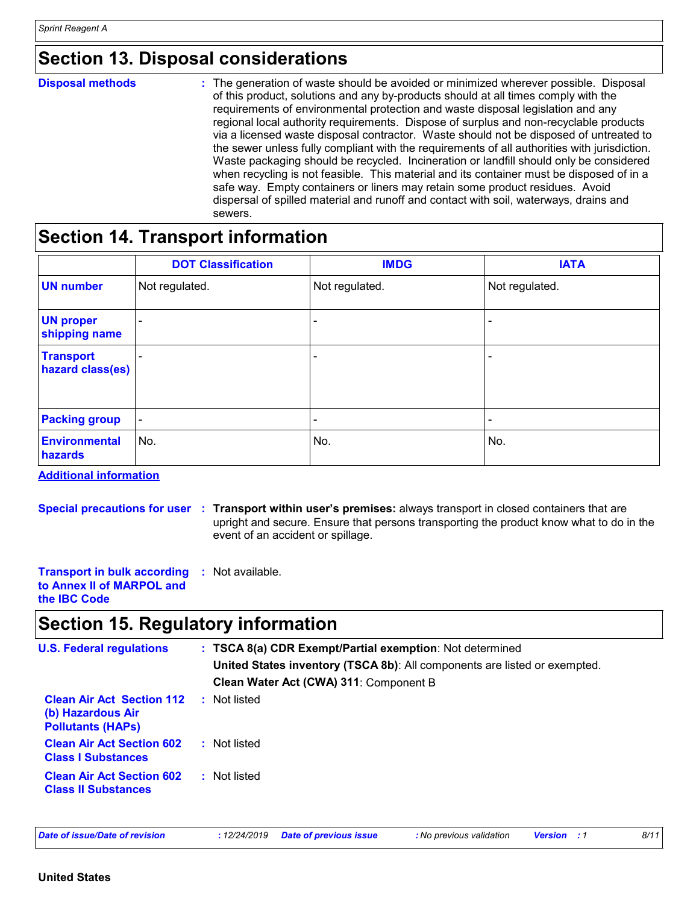## Section 13. Disposal considerations

**Disposal methods** : The generation of waste should be avoided or minimized wherever possible. Disposal of this product, solutions and any by-products should at all times comply with the requirements of environmental protection and waste disposal legislation and any regional local authority requirements. Dispose of surplus and non-recyclable products via a licensed waste disposal contractor. Waste should not be disposed of untreated to the sewer unless fully compliant with the requirements of all authorities with jurisdiction. Waste packaging should be recycled. Incineration or landfill should only be considered when recycling is not feasible. This material and its container must be disposed of in a safe way. Empty containers or liners may retain some product residues. Avoid dispersal of spilled material and runoff and contact with soil, waterways, drains and sewers.

## Section 14. Transport information

| | DOT Classification | IMDG | IATA |
|---|---|---|---|
| **UN number** | Not regulated. | Not regulated. | Not regulated. |
| **UN proper shipping name** | - | - | - |
| **Transport hazard class(es)** | - | - | - |
| **Packing group** | - | - | - |
| **Environmental hazards** | No. | No. | No. |

**Additional information**

**Special precautions for user** : **Transport within user's premises:** always transport in closed containers that are upright and secure. Ensure that persons transporting the product know what to do in the event of an accident or spillage.

**Transport in bulk according to Annex II of MARPOL and the IBC Code** : Not available.

## Section 15. Regulatory information

**U.S. Federal regulations** : **TSCA 8(a) CDR Exempt/Partial exemption**: Not determined

**United States inventory (TSCA 8b)**: All components are listed or exempted.

**Clean Water Act (CWA) 311**: Component B

**Clean Air Act Section 112 (b) Hazardous Air Pollutants (HAPs)** : Not listed

**Clean Air Act Section 602 Class I Substances** : Not listed

**Clean Air Act Section 602 Class II Substances** : Not listed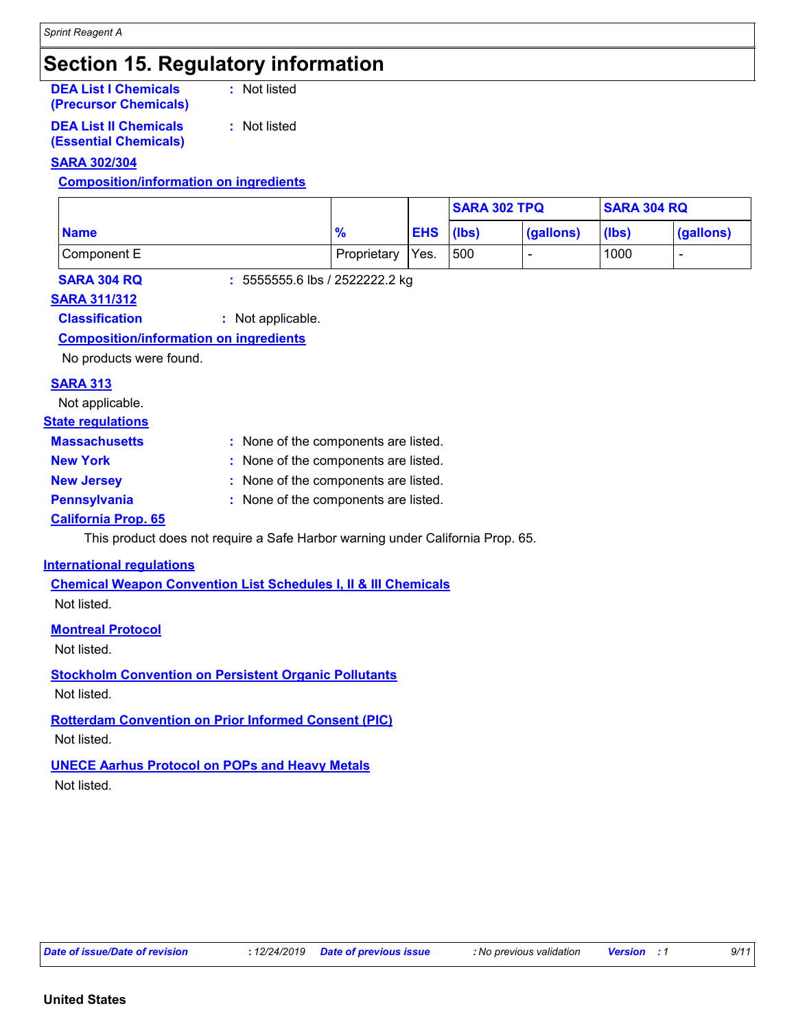# Section 15. Regulatory information

**DEA List I Chemicals (Precursor Chemicals)** : Not listed

**DEA List II Chemicals (Essential Chemicals)** : Not listed

**SARA 302/304**

**Composition/information on ingredients**

| Name | % | EHS | SARA 302 TPQ | | SARA 304 RQ | |
|---|---|---|---|---|---|---|
| | | | (lbs) | (gallons) | (lbs) | (gallons) |
| Component E | Proprietary | Yes. | 500 | - | 1000 | - |

**SARA 304 RQ** : 5555555.6 lbs / 2522222.2 kg

**SARA 311/312**

**Classification** : Not applicable.

**Composition/information on ingredients**

No products were found.

**SARA 313**

Not applicable.

**State regulations**

**Massachusetts** : None of the components are listed.

**New York** : None of the components are listed.

**New Jersey** : None of the components are listed.

**Pennsylvania** : None of the components are listed.

**California Prop. 65**

This product does not require a Safe Harbor warning under California Prop. 65.

**International regulations**

**Chemical Weapon Convention List Schedules I, II & III Chemicals**

Not listed.

**Montreal Protocol**

Not listed.

**Stockholm Convention on Persistent Organic Pollutants**

Not listed.

**Rotterdam Convention on Prior Informed Consent (PIC)**

Not listed.

**UNECE Aarhus Protocol on POPs and Heavy Metals**

Not listed.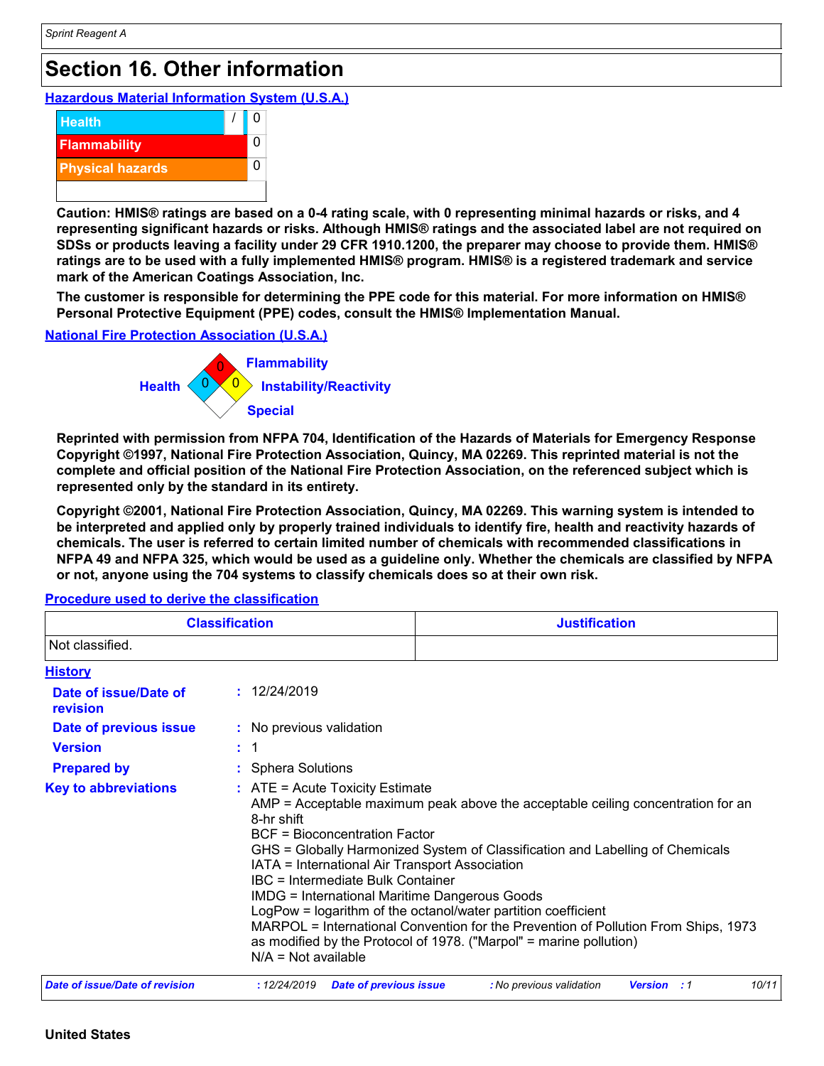# Section 16. Other information

**Hazardous Material Information System (U.S.A.)**

| | | |
|---|---|---|
| Health | / | 0 |
| Flammability | | 0 |
| Physical hazards | | 0 |

**Caution: HMIS® ratings are based on a 0-4 rating scale, with 0 representing minimal hazards or risks, and 4 representing significant hazards or risks. Although HMIS® ratings and the associated label are not required on SDSs or products leaving a facility under 29 CFR 1910.1200, the preparer may choose to provide them. HMIS® ratings are to be used with a fully implemented HMIS® program. HMIS® is a registered trademark and service mark of the American Coatings Association, Inc.**

**The customer is responsible for determining the PPE code for this material. For more information on HMIS® Personal Protective Equipment (PPE) codes, consult the HMIS® Implementation Manual.**

**National Fire Protection Association (U.S.A.)**

- Flammability: 0
- Health: 0
- Instability/Reactivity: 0
- Special:

**Reprinted with permission from NFPA 704, Identification of the Hazards of Materials for Emergency Response Copyright ©1997, National Fire Protection Association, Quincy, MA 02269. This reprinted material is not the complete and official position of the National Fire Protection Association, on the referenced subject which is represented only by the standard in its entirety.**

**Copyright ©2001, National Fire Protection Association, Quincy, MA 02269. This warning system is intended to be interpreted and applied only by properly trained individuals to identify fire, health and reactivity hazards of chemicals. The user is referred to certain limited number of chemicals with recommended classifications in NFPA 49 and NFPA 325, which would be used as a guideline only. Whether the chemicals are classified by NFPA or not, anyone using the 704 systems to classify chemicals does so at their own risk.**

**Procedure used to derive the classification**

| Classification | Justification |
|---|---|
| Not classified. | |

**History**

**Date of issue/Date of revision** : 12/24/2019

**Date of previous issue** : No previous validation

**Version** : 1

**Prepared by** : Sphera Solutions

**Key to abbreviations** : ATE = Acute Toxicity Estimate
AMP = Acceptable maximum peak above the acceptable ceiling concentration for an 8-hr shift
BCF = Bioconcentration Factor
GHS = Globally Harmonized System of Classification and Labelling of Chemicals
IATA = International Air Transport Association
IBC = Intermediate Bulk Container
IMDG = International Maritime Dangerous Goods
LogPow = logarithm of the octanol/water partition coefficient
MARPOL = International Convention for the Prevention of Pollution From Ships, 1973 as modified by the Protocol of 1978. ("Marpol" = marine pollution)
N/A = Not available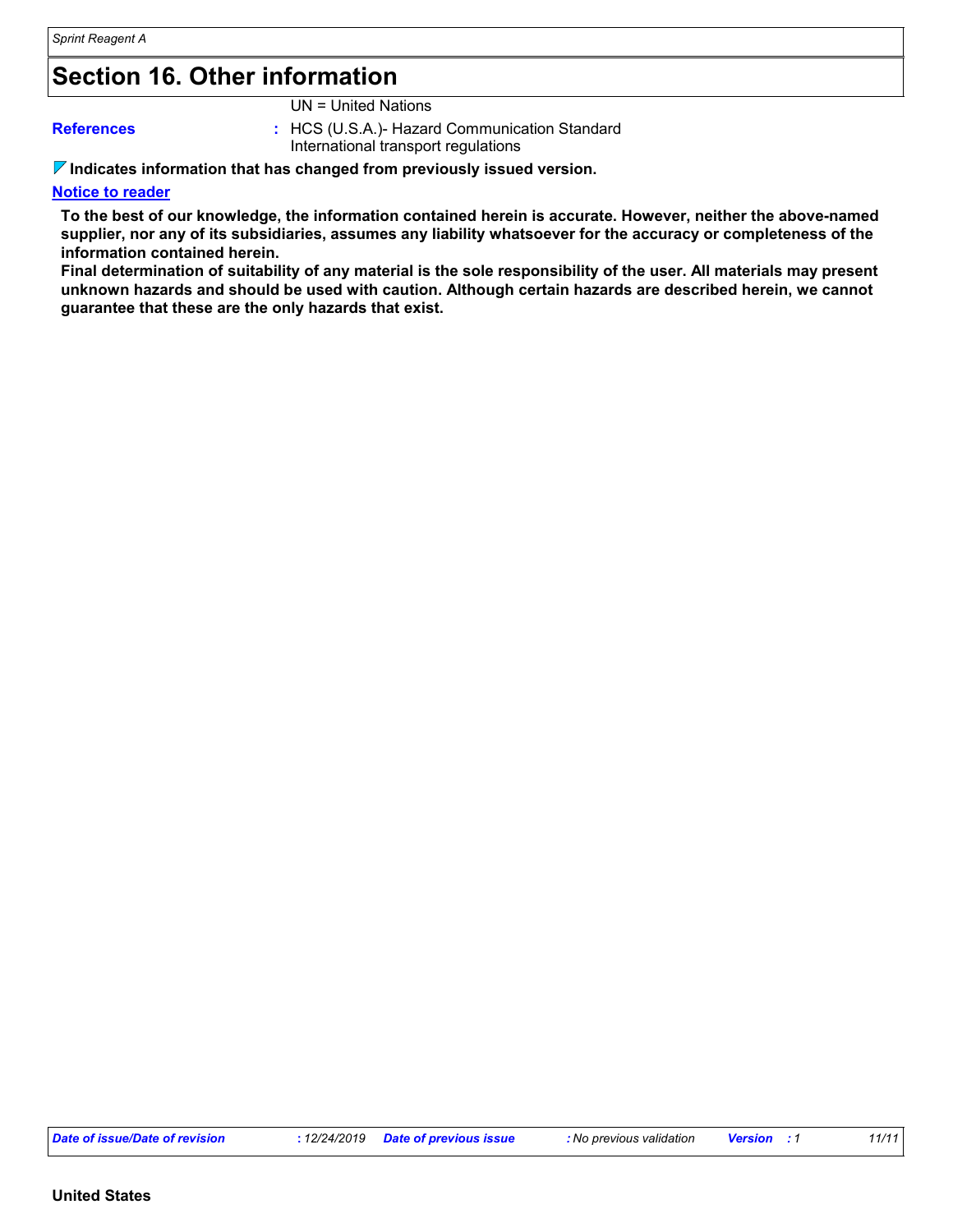## Section 16. Other information

UN = United Nations

**References** : HCS (U.S.A.)- Hazard Communication Standard
International transport regulations

**Indicates information that has changed from previously issued version.**

**Notice to reader**

**To the best of our knowledge, the information contained herein is accurate. However, neither the above-named supplier, nor any of its subsidiaries, assumes any liability whatsoever for the accuracy or completeness of the information contained herein.**
**Final determination of suitability of any material is the sole responsibility of the user. All materials may present unknown hazards and should be used with caution. Although certain hazards are described herein, we cannot guarantee that these are the only hazards that exist.**